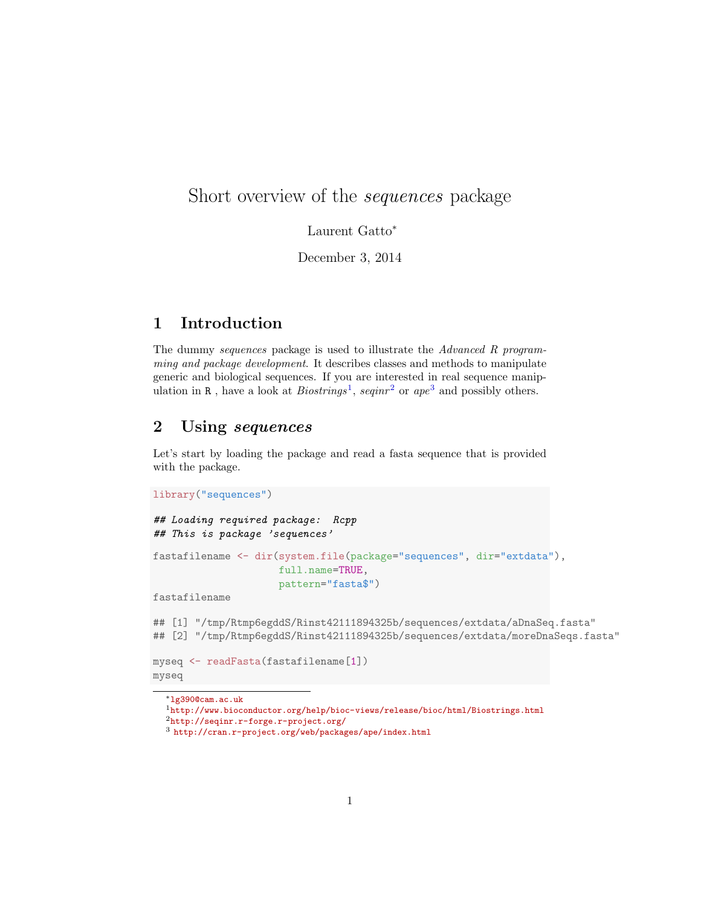# Short overview of the *sequences* package

Laurent Gatto*

December 3, 2014

## 1 Introduction

The dummy *sequences* package is used to illustrate the *Advanced R programming and package development*. It describes classes and methods to manipulate generic and biological sequences. If you are interested in real sequence manipulation in R , have a look at *Biostrings*[1], *seqinr*[2] or *ape*[3] and possibly others.

## 2 Using *sequences*

Let's start by loading the package and read a fasta sequence that is provided with the package.

```
library("sequences")

## Loading required package:  Rcpp
## This is package 'sequences'

fastafilename <- dir(system.file(package="sequences", dir="extdata"),
                     full.name=TRUE,
                     pattern="fasta$")
fastafilename

## [1] "/tmp/Rtmp6egddS/Rinst42111894325b/sequences/extdata/aDnaSeq.fasta"
## [2] "/tmp/Rtmp6egddS/Rinst42111894325b/sequences/extdata/moreDnaSeqs.fasta"

myseq <- readFasta(fastafilename[1])
myseq
```

---

*lg390@cam.ac.uk

[1] http://www.bioconductor.org/help/bioc-views/release/bioc/html/Biostrings.html

[2] http://seqinr.r-forge.r-project.org/

[3] http://cran.r-project.org/web/packages/ape/index.html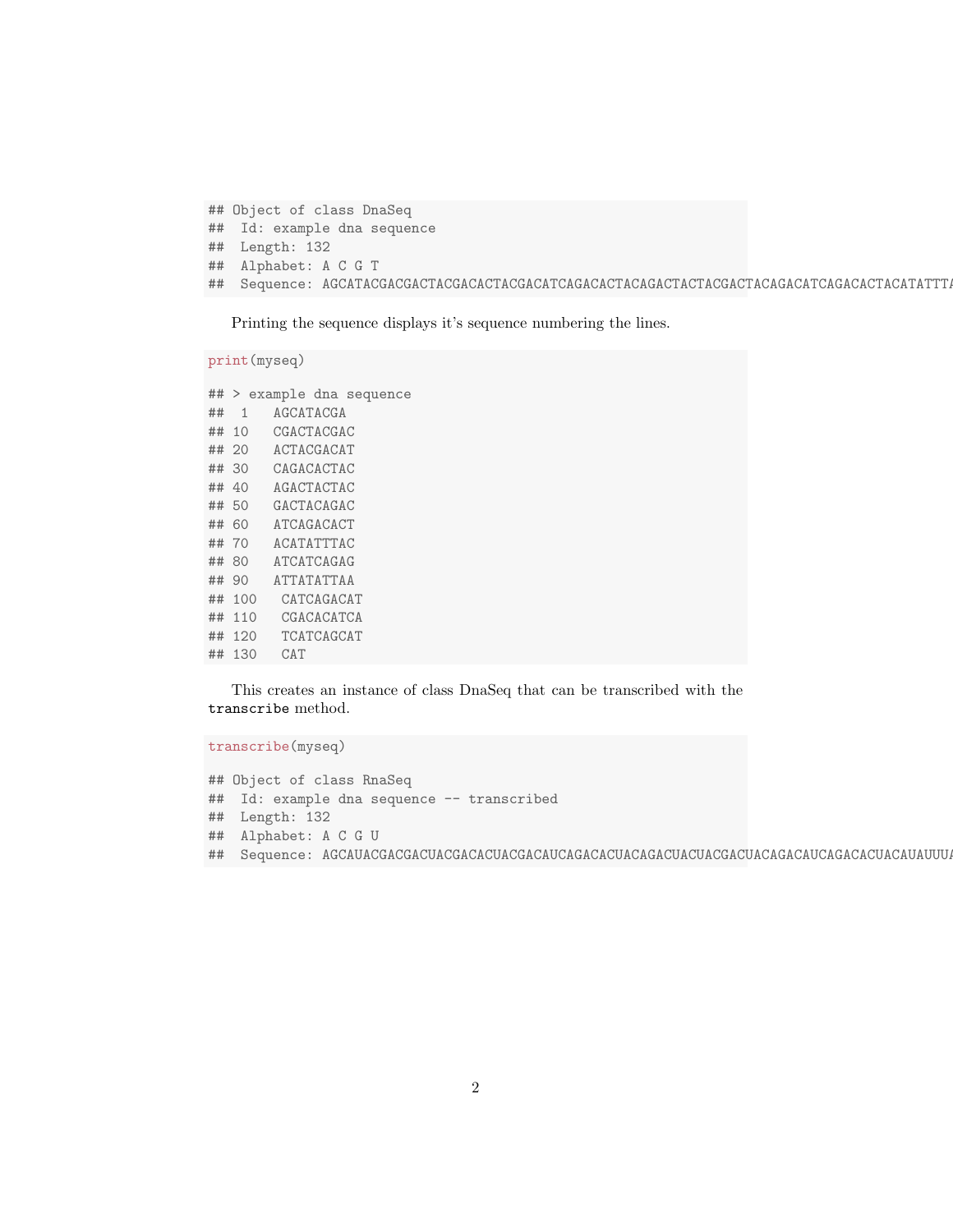```
## Object of class DnaSeq
##  Id: example dna sequence
##  Length: 132
##  Alphabet: A C G T
##  Sequence: AGCATACGACGACTACGACACTACGACATCAGACACTACAGACTACTACGACTACAGACATCAGACACTACATATTTA
```

Printing the sequence displays it's sequence numbering the lines.

```
print(myseq)
```

```
## > example dna sequence
##  1   AGCATACGA
## 10   CGACTACGAC
## 20   ACTACGACAT
## 30   CAGACACTAC
## 40   AGACTACTAC
## 50   GACTACAGAC
## 60   ATCAGACACT
## 70   ACATATTTAC
## 80   ATCATCAGAG
## 90   ATTATATTAA
## 100   CATCAGACAT
## 110   CGACACATCA
## 120   TCATCAGCAT
## 130   CAT
```

This creates an instance of class DnaSeq that can be transcribed with the `transcribe` method.

```
transcribe(myseq)
```

```
## Object of class RnaSeq
##  Id: example dna sequence -- transcribed
##  Length: 132
##  Alphabet: A C G U
##  Sequence: AGCAUACGACGACUACGACACUACGACAUCAGACACUACAGACUACUACGACUACAGACAUCAGACACUACAUAUUUA
```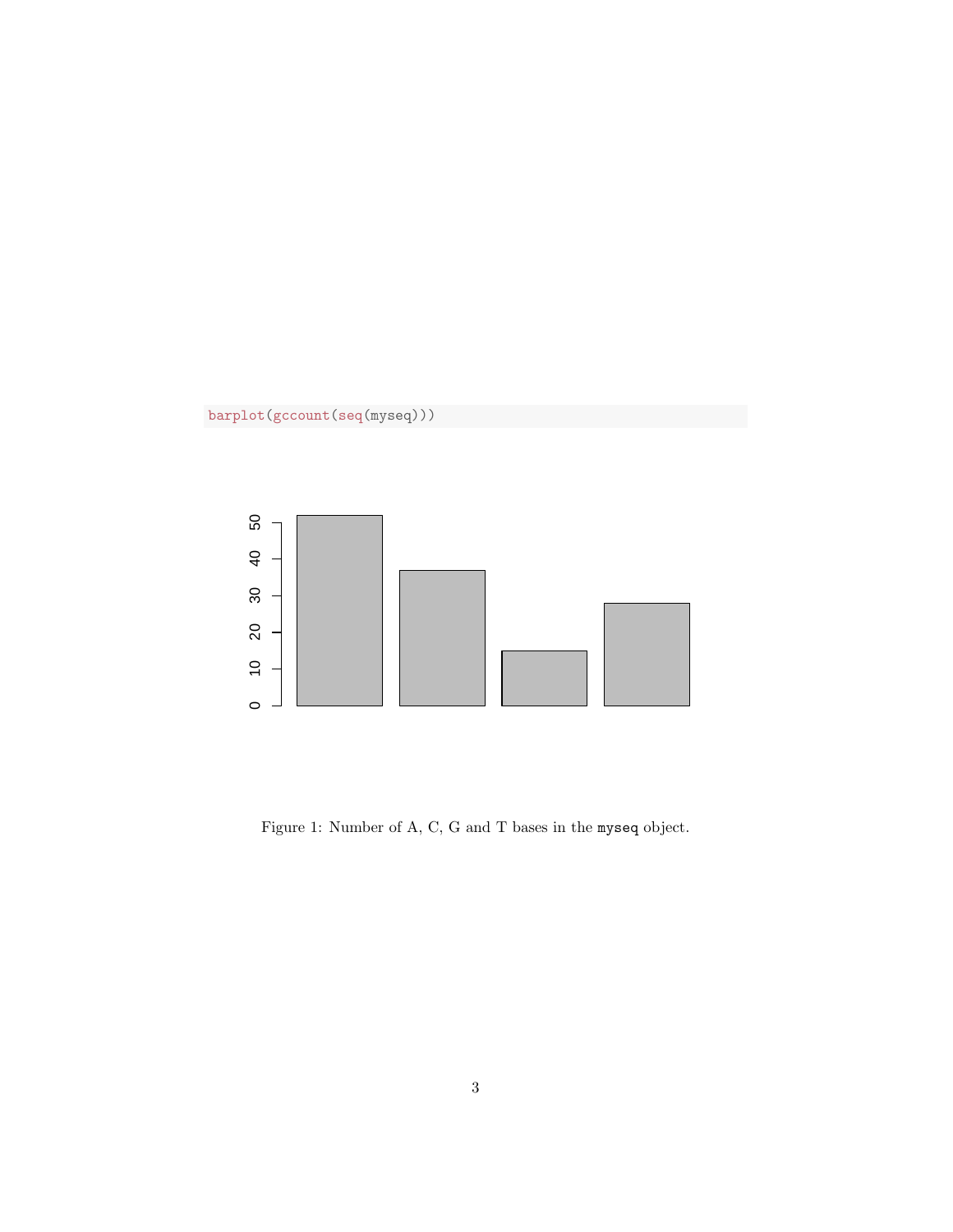```
barplot(gccount(seq(myseq)))
```

Figure 1: Number of A, C, G and T bases in the `myseq` object.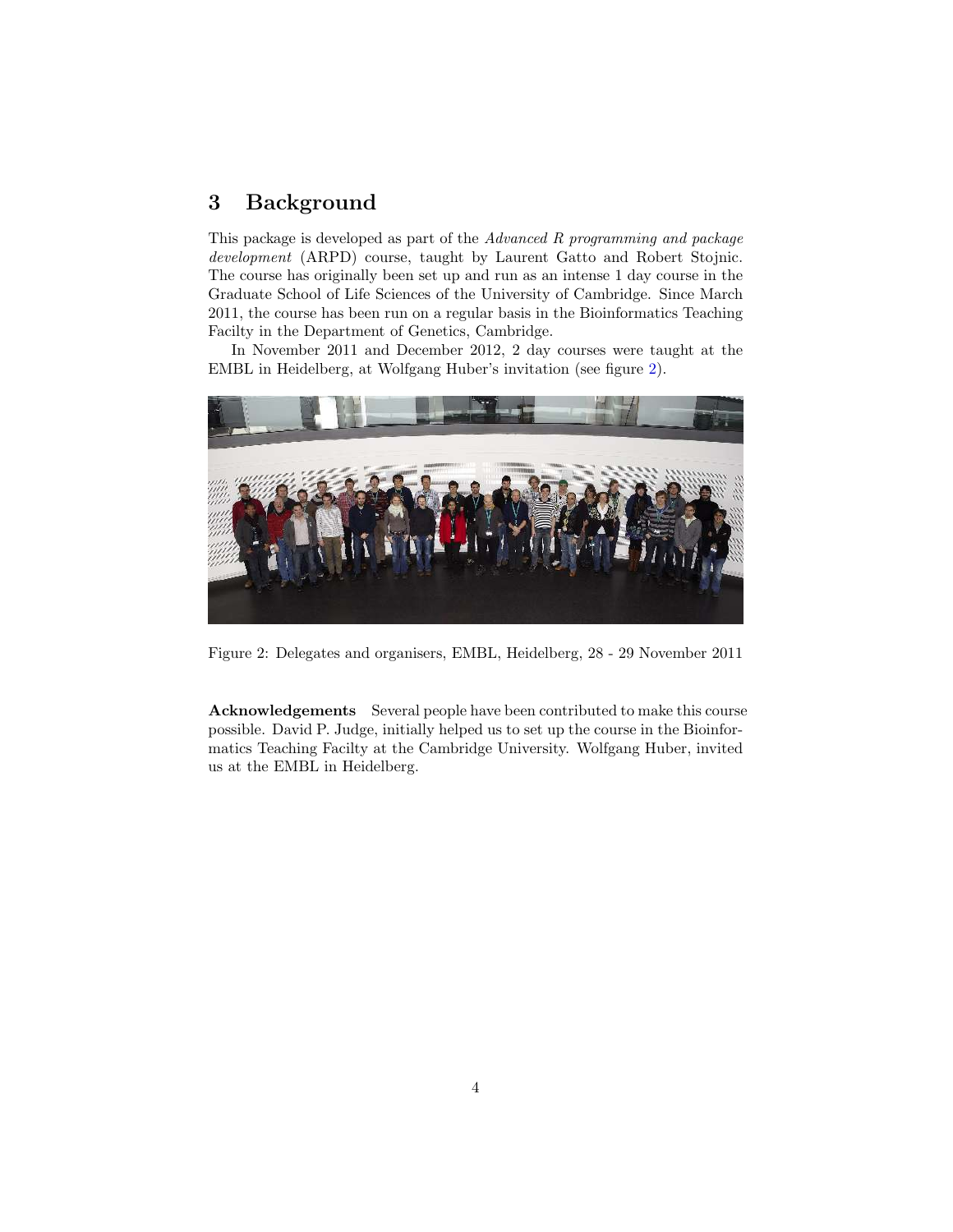## 3 Background

This package is developed as part of the *Advanced R programming and package development* (ARPD) course, taught by Laurent Gatto and Robert Stojnic. The course has originally been set up and run as an intense 1 day course in the Graduate School of Life Sciences of the University of Cambridge. Since March 2011, the course has been run on a regular basis in the Bioinformatics Teaching Facilty in the Department of Genetics, Cambridge.

In November 2011 and December 2012, 2 day courses were taught at the EMBL in Heidelberg, at Wolfgang Huber's invitation (see figure 2).

Figure 2: Delegates and organisers, EMBL, Heidelberg, 28 - 29 November 2011

**Acknowledgements** Several people have been contributed to make this course possible. David P. Judge, initially helped us to set up the course in the Bioinformatics Teaching Facilty at the Cambridge University. Wolfgang Huber, invited us at the EMBL in Heidelberg.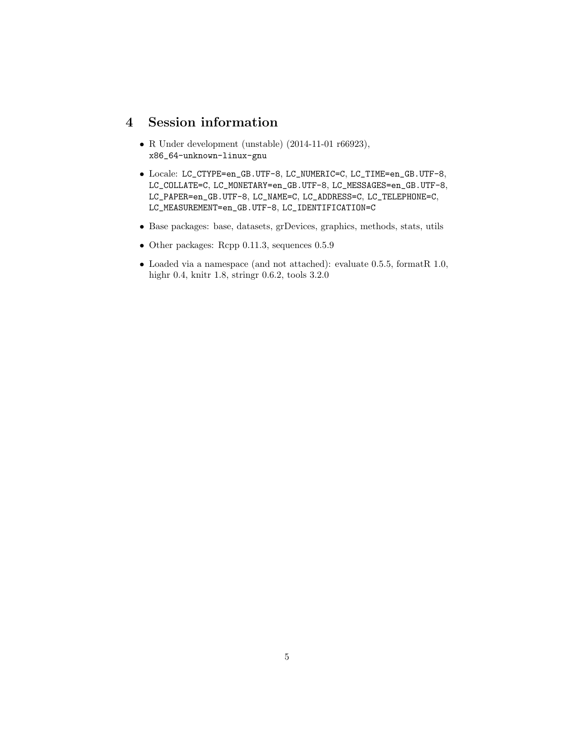## 4 Session information

- R Under development (unstable) (2014-11-01 r66923), `x86_64-unknown-linux-gnu`
- Locale: `LC_CTYPE=en_GB.UTF-8`, `LC_NUMERIC=C`, `LC_TIME=en_GB.UTF-8`, `LC_COLLATE=C`, `LC_MONETARY=en_GB.UTF-8`, `LC_MESSAGES=en_GB.UTF-8`, `LC_PAPER=en_GB.UTF-8`, `LC_NAME=C`, `LC_ADDRESS=C`, `LC_TELEPHONE=C`, `LC_MEASUREMENT=en_GB.UTF-8`, `LC_IDENTIFICATION=C`
- Base packages: base, datasets, grDevices, graphics, methods, stats, utils
- Other packages: Rcpp 0.11.3, sequences 0.5.9
- Loaded via a namespace (and not attached): evaluate 0.5.5, formatR 1.0, highr 0.4, knitr 1.8, stringr 0.6.2, tools 3.2.0